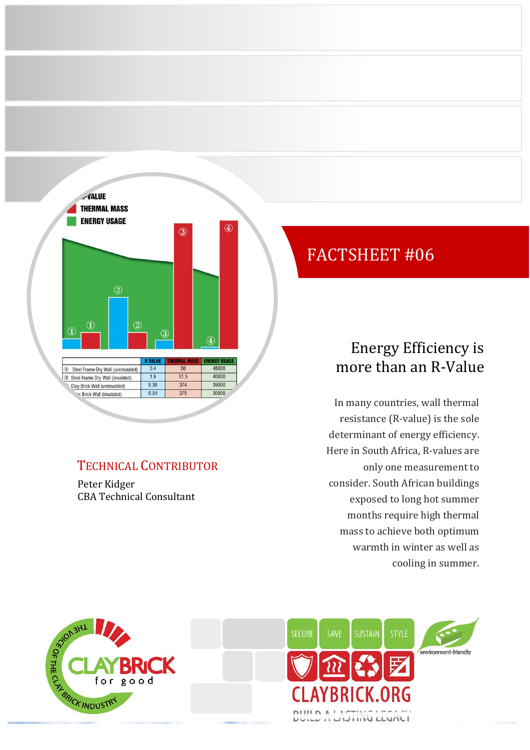R-VALUE
THERMAL MASS
ENERGY USAGE

| | R VALUE | THERMAL MASS | ENERGY USAGE |
|---|---|---|---|
| ① Steel Frame Dry Wall (uninsulated) | 0.4 | 50 | 48000 |
| ② Steel Frame Dry Wall (insulated) | 1.9 | 51.5 | 40000 |
| ③ Clay Brick Wall (uninsulated) | 0.38 | 374 | 39000 |
| ④ Clay Brick Wall (insulated) | 0.54 | 375 | 30000 |

# FACTSHEET #06

## Energy Efficiency is more than an R-Value

In many countries, wall thermal resistance (R-value) is the sole determinant of energy efficiency. Here in South Africa, R-values are only one measurement to consider. South African buildings exposed to long hot summer months require high thermal mass to achieve both optimum warmth in winter as well as cooling in summer.

### Technical Contributor

Peter Kidger
CBA Technical Consultant

THE VOICE OF THE CLAY BRICK INDUSTRY
CLAYBRICK for good

SECURE SAVE SUSTAIN STYLE

environment-friendly

CLAYBRICK.ORG
BUILD A LASTING LEGACY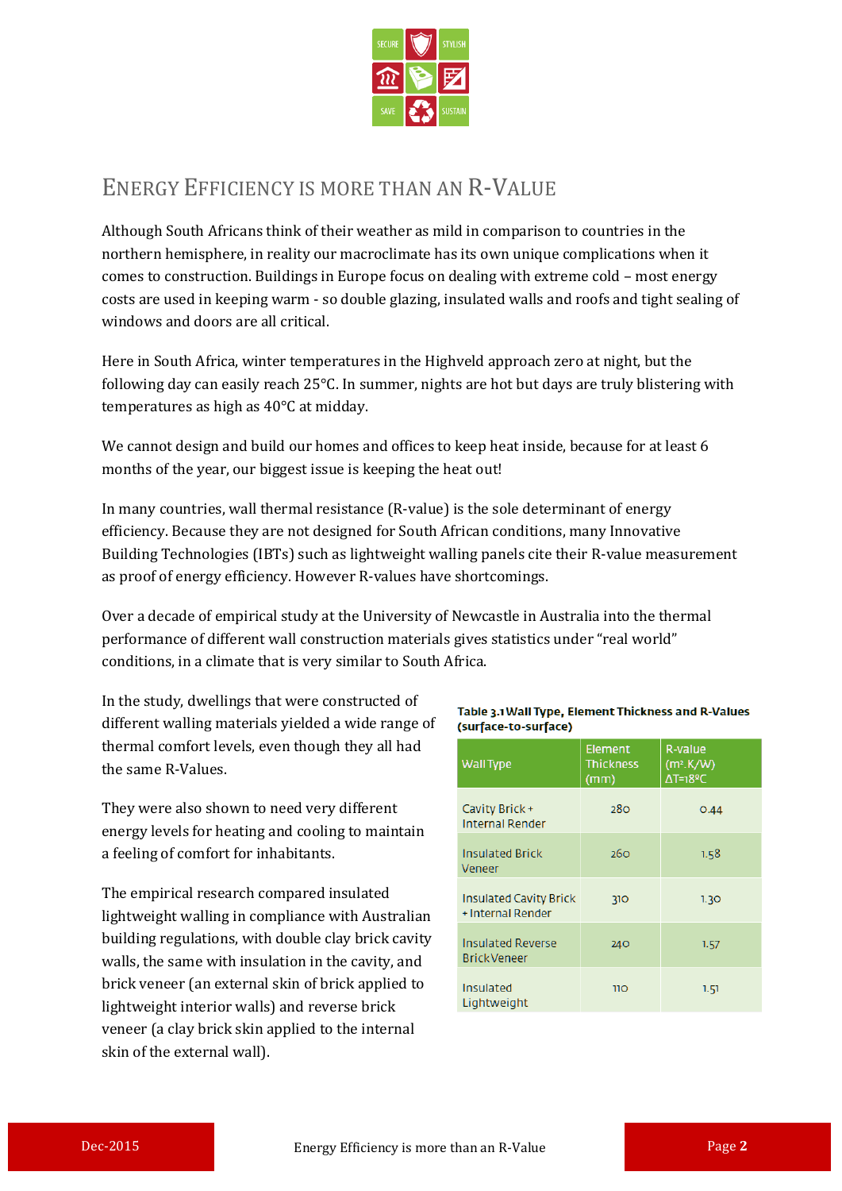# ENERGY EFFICIENCY IS MORE THAN AN R-VALUE

Although South Africans think of their weather as mild in comparison to countries in the northern hemisphere, in reality our macroclimate has its own unique complications when it comes to construction. Buildings in Europe focus on dealing with extreme cold – most energy costs are used in keeping warm - so double glazing, insulated walls and roofs and tight sealing of windows and doors are all critical.

Here in South Africa, winter temperatures in the Highveld approach zero at night, but the following day can easily reach 25°C. In summer, nights are hot but days are truly blistering with temperatures as high as 40°C at midday.

We cannot design and build our homes and offices to keep heat inside, because for at least 6 months of the year, our biggest issue is keeping the heat out!

In many countries, wall thermal resistance (R-value) is the sole determinant of energy efficiency. Because they are not designed for South African conditions, many Innovative Building Technologies (IBTs) such as lightweight walling panels cite their R-value measurement as proof of energy efficiency. However R-values have shortcomings.

Over a decade of empirical study at the University of Newcastle in Australia into the thermal performance of different wall construction materials gives statistics under "real world" conditions, in a climate that is very similar to South Africa.

In the study, dwellings that were constructed of different walling materials yielded a wide range of thermal comfort levels, even though they all had the same R-Values.

They were also shown to need very different energy levels for heating and cooling to maintain a feeling of comfort for inhabitants.

The empirical research compared insulated lightweight walling in compliance with Australian building regulations, with double clay brick cavity walls, the same with insulation in the cavity, and brick veneer (an external skin of brick applied to lightweight interior walls) and reverse brick veneer (a clay brick skin applied to the internal skin of the external wall).

**Table 3.1 Wall Type, Element Thickness and R-Values (surface-to-surface)**

| Wall Type | Element Thickness (mm) | R-value ($m^2.K/W$) $\Delta T=18°C$ |
|---|---|---|
| Cavity Brick + Internal Render | 280 | 0.44 |
| Insulated Brick Veneer | 260 | 1.58 |
| Insulated Cavity Brick + Internal Render | 310 | 1.30 |
| Insulated Reverse Brick Veneer | 240 | 1.57 |
| Insulated Lightweight | 110 | 1.51 |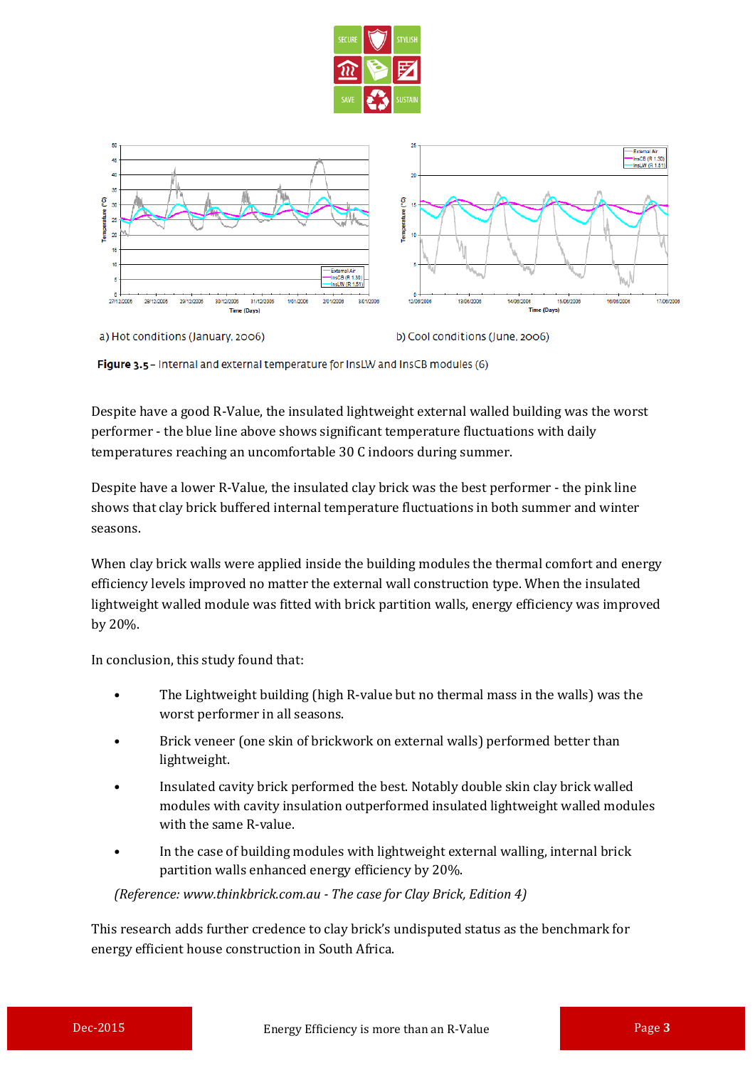a) Hot conditions (January, 2006)

b) Cool conditions (June, 2006)

**Figure 3.5** – Internal and external temperature for InsLW and InsCB modules (6)

Despite have a good R-Value, the insulated lightweight external walled building was the worst performer - the blue line above shows significant temperature fluctuations with daily temperatures reaching an uncomfortable 30 C indoors during summer.

Despite have a lower R-Value, the insulated clay brick was the best performer - the pink line shows that clay brick buffered internal temperature fluctuations in both summer and winter seasons.

When clay brick walls were applied inside the building modules the thermal comfort and energy efficiency levels improved no matter the external wall construction type. When the insulated lightweight walled module was fitted with brick partition walls, energy efficiency was improved by 20%.

In conclusion, this study found that:

- The Lightweight building (high R-value but no thermal mass in the walls) was the worst performer in all seasons.
- Brick veneer (one skin of brickwork on external walls) performed better than lightweight.
- Insulated cavity brick performed the best. Notably double skin clay brick walled modules with cavity insulation outperformed insulated lightweight walled modules with the same R-value.
- In the case of building modules with lightweight external walling, internal brick partition walls enhanced energy efficiency by 20%.

*(Reference: www.thinkbrick.com.au - The case for Clay Brick, Edition 4)*

This research adds further credence to clay brick's undisputed status as the benchmark for energy efficient house construction in South Africa.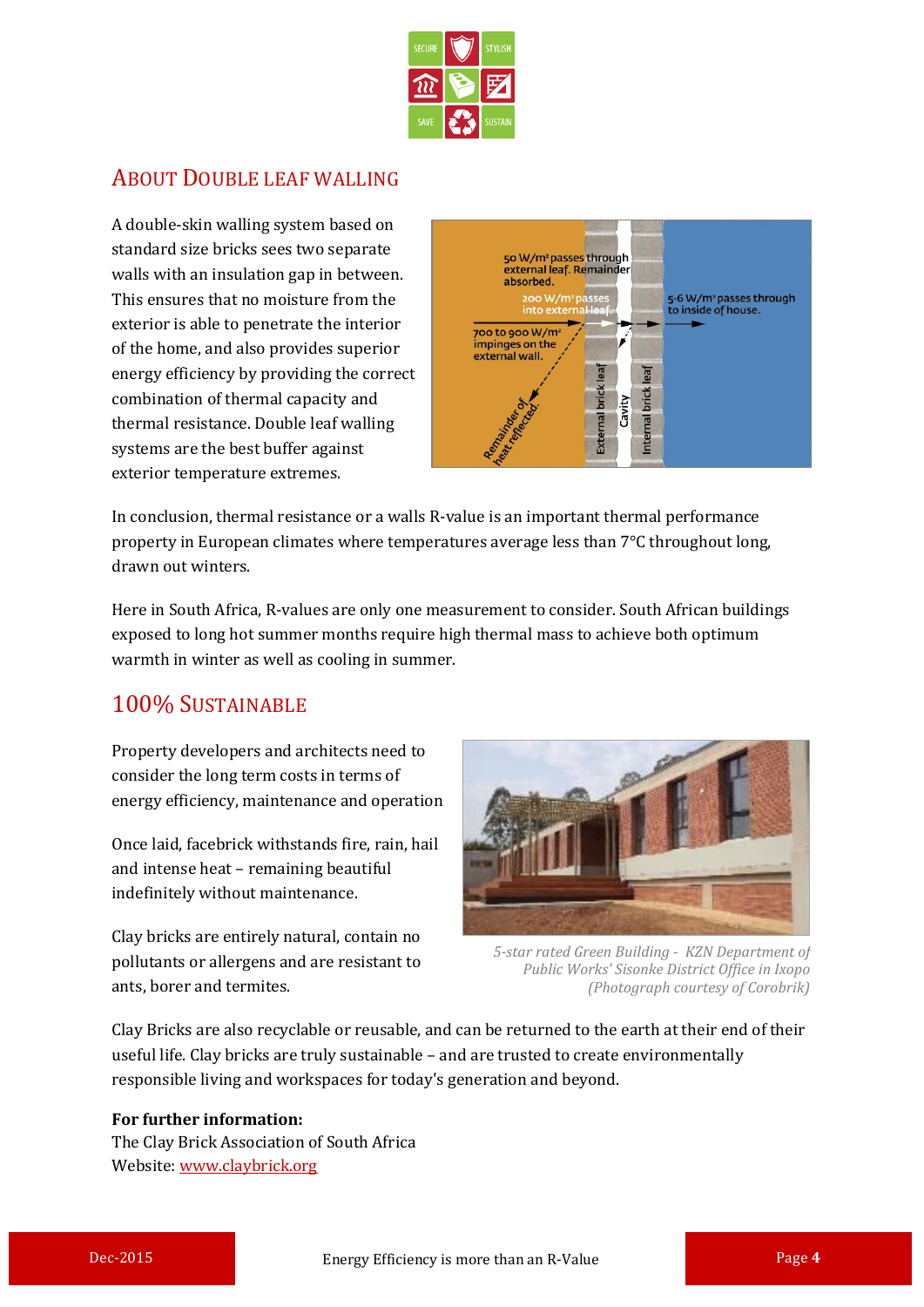## About Double leaf walling

A double-skin walling system based on standard size bricks sees two separate walls with an insulation gap in between. This ensures that no moisture from the exterior is able to penetrate the interior of the home, and also provides superior energy efficiency by providing the correct combination of thermal capacity and thermal resistance. Double leaf walling systems are the best buffer against exterior temperature extremes.

50 W/m² passes through external leaf. Remainder absorbed.

200 W/m² passes into external leaf.

5-6 W/m² passes through to inside of house.

700 to 900 W/m² impinges on the external wall.

Remainder of heat reflected.

External brick leaf

Cavity

Internal brick leaf

In conclusion, thermal resistance or a walls R-value is an important thermal performance property in European climates where temperatures average less than 7°C throughout long, drawn out winters.

Here in South Africa, R-values are only one measurement to consider. South African buildings exposed to long hot summer months require high thermal mass to achieve both optimum warmth in winter as well as cooling in summer.

## 100% Sustainable

Property developers and architects need to consider the long term costs in terms of energy efficiency, maintenance and operation

Once laid, facebrick withstands fire, rain, hail and intense heat – remaining beautiful indefinitely without maintenance.

Clay bricks are entirely natural, contain no pollutants or allergens and are resistant to ants, borer and termites.

*5-star rated Green Building - KZN Department of Public Works' Sisonke District Office in Ixopo (Photograph courtesy of Corobrik)*

Clay Bricks are also recyclable or reusable, and can be returned to the earth at their end of their useful life. Clay bricks are truly sustainable – and are trusted to create environmentally responsible living and workspaces for today's generation and beyond.

**For further information:**
The Clay Brick Association of South Africa
Website: www.claybrick.org